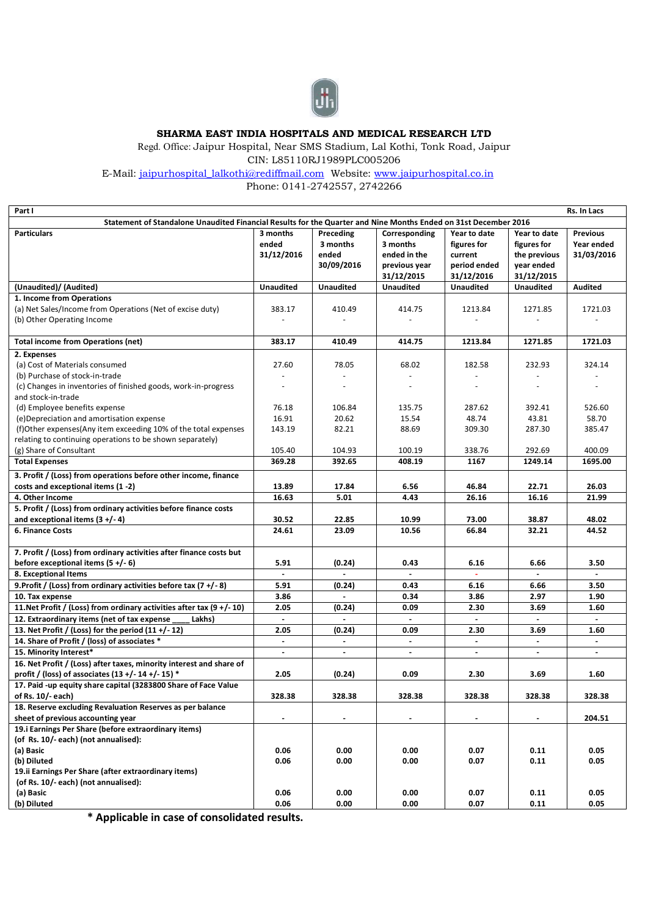# SHARMA EAST INDIA HOSPITALS AND MEDICAL RESEARCH LTD

Regd. Office: Jaipur Hospital, Near SMS Stadium, Lal Kothi, Tonk Road, Jaipur

CIN: L85110RJ1989PLC005206

E-Mail: jaipurhospital_lalkothi@rediffmail.com Website: www.jaipurhospital.co.in

Phone: 0141-2742557, 2742266

| Part I | | | | | | Rs. In Lacs |
|---|---|---|---|---|---|---|
| **Statement of Standalone Unaudited Financial Results for the Quarter and Nine Months Ended on 31st December 2016** | | | | | | |
| **Particulars** | **3 months ended 31/12/2016** | **Preceding 3 months ended 30/09/2016** | **Corresponding 3 months ended in the previous year 31/12/2015** | **Year to date figures for current period ended 31/12/2016** | **Year to date figures for the previous year ended 31/12/2015** | **Previous Year ended 31/03/2016** |
| **(Unaudited)/ (Audited)** | **Unaudited** | **Unaudited** | **Unaudited** | **Unaudited** | **Unaudited** | **Audited** |
| **1. Income from Operations** | | | | | | |
| (a) Net Sales/Income from Operations (Net of excise duty) | 383.17 | 410.49 | 414.75 | 1213.84 | 1271.85 | 1721.03 |
| (b) Other Operating Income | - | - | - | - | - | - |
| **Total income from Operations (net)** | **383.17** | **410.49** | **414.75** | **1213.84** | **1271.85** | **1721.03** |
| **2. Expenses** | | | | | | |
| (a) Cost of Materials consumed | 27.60 | 78.05 | 68.02 | 182.58 | 232.93 | 324.14 |
| (b) Purchase of stock-in-trade | - | - | - | - | - | - |
| (c) Changes in inventories of finished goods, work-in-progress and stock-in-trade | - | - | - | - | - | - |
| (d) Employee benefits expense | 76.18 | 106.84 | 135.75 | 287.62 | 392.41 | 526.60 |
| (e)Depreciation and amortisation expense | 16.91 | 20.62 | 15.54 | 48.74 | 43.81 | 58.70 |
| (f)Other expenses(Any item exceeding 10% of the total expenses relating to continuing operations to be shown separately) | 143.19 | 82.21 | 88.69 | 309.30 | 287.30 | 385.47 |
| (g) Share of Consultant | 105.40 | 104.93 | 100.19 | 338.76 | 292.69 | 400.09 |
| **Total Expenses** | **369.28** | **392.65** | **408.19** | **1167** | **1249.14** | **1695.00** |
| **3. Profit / (Loss) from operations before other income, finance costs and exceptional items (1 -2)** | **13.89** | **17.84** | **6.56** | **46.84** | **22.71** | **26.03** |
| **4. Other Income** | **16.63** | **5.01** | **4.43** | **26.16** | **16.16** | **21.99** |
| **5. Profit / (Loss) from ordinary activities before finance costs and exceptional items (3 +/- 4)** | **30.52** | **22.85** | **10.99** | **73.00** | **38.87** | **48.02** |
| **6. Finance Costs** | **24.61** | **23.09** | **10.56** | **66.84** | **32.21** | **44.52** |
| **7. Profit / (Loss) from ordinary activities after finance costs but before exceptional items (5 +/- 6)** | **5.91** | **(0.24)** | **0.43** | **6.16** | **6.66** | **3.50** |
| **8. Exceptional Items** | **-** | **-** | **-** | - | **-** | **-** |
| **9.Profit / (Loss) from ordinary activities before tax (7 +/- 8)** | **5.91** | **(0.24)** | **0.43** | **6.16** | **6.66** | **3.50** |
| **10. Tax expense** | **3.86** | **-** | **0.34** | **3.86** | **2.97** | **1.90** |
| **11.Net Profit / (Loss) from ordinary activities after tax (9 +/- 10)** | **2.05** | **(0.24)** | **0.09** | **2.30** | **3.69** | **1.60** |
| **12. Extraordinary items (net of tax expense ____ Lakhs)** | **-** | **-** | **-** | **-** | **-** | **-** |
| **13. Net Profit / (Loss) for the period (11 +/- 12)** | **2.05** | **(0.24)** | **0.09** | **2.30** | **3.69** | **1.60** |
| **14. Share of Profit / (loss) of associates *** | **-** | **-** | **-** | **-** | **-** | **-** |
| **15. Minority Interest*** | **-** | **-** | **-** | **-** | **-** | **-** |
| **16. Net Profit / (Loss) after taxes, minority interest and share of profit / (loss) of associates (13 +/- 14 +/- 15) *** | **2.05** | **(0.24)** | **0.09** | **2.30** | **3.69** | **1.60** |
| **17. Paid -up equity share capital (3283800 Share of Face Value of Rs. 10/- each)** | **328.38** | **328.38** | **328.38** | **328.38** | **328.38** | **328.38** |
| **18. Reserve excluding Revaluation Reserves as per balance sheet of previous accounting year** | **-** | **-** | **-** | **-** | **-** | **204.51** |
| **19.i Earnings Per Share (before extraordinary items) (of Rs. 10/- each) (not annualised):** | | | | | | |
| **(a) Basic** | **0.06** | **0.00** | **0.00** | **0.07** | **0.11** | **0.05** |
| **(b) Diluted** | **0.06** | **0.00** | **0.00** | **0.07** | **0.11** | **0.05** |
| **19.ii Earnings Per Share (after extraordinary items) (of Rs. 10/- each) (not annualised):** | | | | | | |
| **(a) Basic** | **0.06** | **0.00** | **0.00** | **0.07** | **0.11** | **0.05** |
| **(b) Diluted** | **0.06** | **0.00** | **0.00** | **0.07** | **0.11** | **0.05** |

**\* Applicable in case of consolidated results.**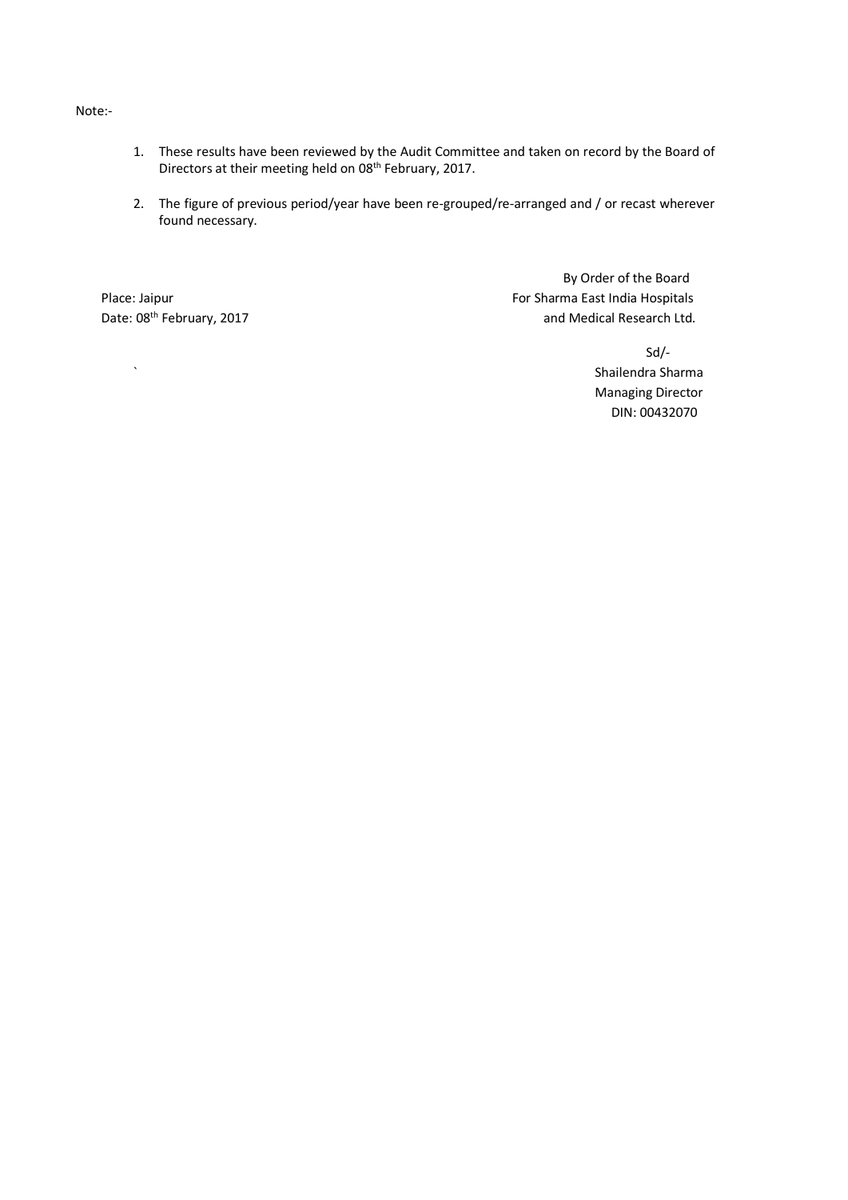Note:-

1. These results have been reviewed by the Audit Committee and taken on record by the Board of Directors at their meeting held on 08th February, 2017.

2. The figure of previous period/year have been re-grouped/re-arranged and / or recast wherever found necessary.

Place: Jaipur
Date: 08th February, 2017

By Order of the Board
For Sharma East India Hospitals
and Medical Research Ltd.

Sd/-
Shailendra Sharma
Managing Director
DIN: 00432070